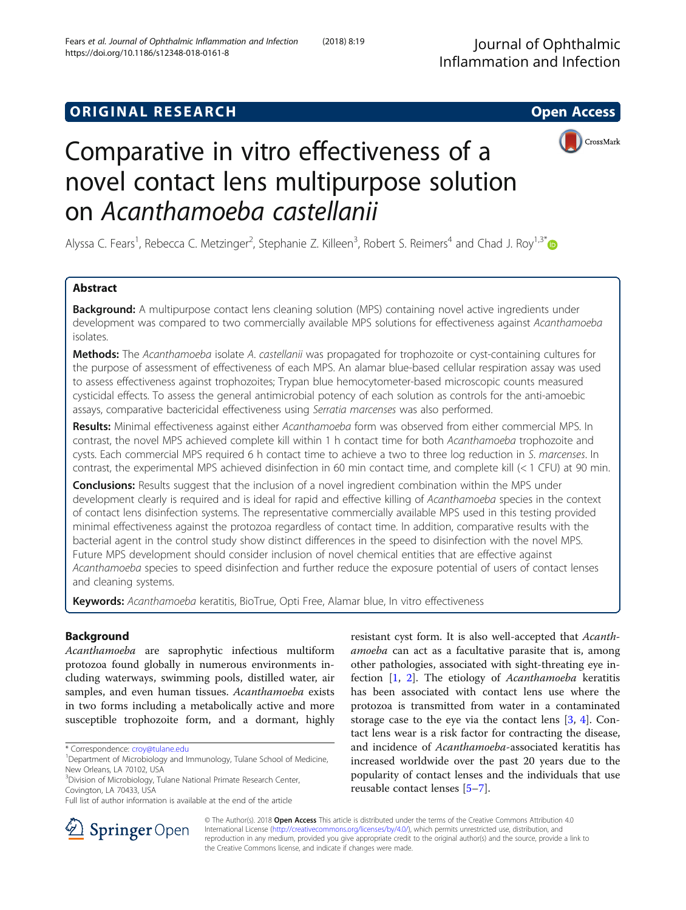ORIGINAL RESEARCH Open Access

# Comparative in vitro effectiveness of a novel contact lens multipurpose solution on *Acanthamoeba castellanii*

Alyssa C. Fears[1], Rebecca C. Metzinger[2], Stephanie Z. Killeen[3], Robert S. Reimers[4] and Chad J. Roy[1,3*]

## Abstract

**Background:** A multipurpose contact lens cleaning solution (MPS) containing novel active ingredients under development was compared to two commercially available MPS solutions for effectiveness against *Acanthamoeba* isolates.

**Methods:** The *Acanthamoeba* isolate *A. castellanii* was propagated for trophozoite or cyst-containing cultures for the purpose of assessment of effectiveness of each MPS. An alamar blue-based cellular respiration assay was used to assess effectiveness against trophozoites; Trypan blue hemocytometer-based microscopic counts measured cysticidal effects. To assess the general antimicrobial potency of each solution as controls for the anti-amoebic assays, comparative bactericidal effectiveness using *Serratia marcenses* was also performed.

**Results:** Minimal effectiveness against either *Acanthamoeba* form was observed from either commercial MPS. In contrast, the novel MPS achieved complete kill within 1 h contact time for both *Acanthamoeba* trophozoite and cysts. Each commercial MPS required 6 h contact time to achieve a two to three log reduction in *S. marcenses*. In contrast, the experimental MPS achieved disinfection in 60 min contact time, and complete kill (< 1 CFU) at 90 min.

**Conclusions:** Results suggest that the inclusion of a novel ingredient combination within the MPS under development clearly is required and is ideal for rapid and effective killing of *Acanthamoeba* species in the context of contact lens disinfection systems. The representative commercially available MPS used in this testing provided minimal effectiveness against the protozoa regardless of contact time. In addition, comparative results with the bacterial agent in the control study show distinct differences in the speed to disinfection with the novel MPS. Future MPS development should consider inclusion of novel chemical entities that are effective against *Acanthamoeba* species to speed disinfection and further reduce the exposure potential of users of contact lenses and cleaning systems.

**Keywords:** *Acanthamoeba* keratitis, BioTrue, Opti Free, Alamar blue, In vitro effectiveness

## Background

*Acanthamoeba* are saprophytic infectious multiform protozoa found globally in numerous environments including waterways, swimming pools, distilled water, air samples, and even human tissues. *Acanthamoeba* exists in two forms including a metabolically active and more susceptible trophozoite form, and a dormant, highly resistant cyst form. It is also well-accepted that *Acanthamoeba* can act as a facultative parasite that is, among other pathologies, associated with sight-threating eye infection [1, 2]. The etiology of *Acanthamoeba* keratitis has been associated with contact lens use where the protozoa is transmitted from water in a contaminated storage case to the eye via the contact lens [3, 4]. Contact lens wear is a risk factor for contracting the disease, and incidence of *Acanthamoeba*-associated keratitis has increased worldwide over the past 20 years due to the popularity of contact lenses and the individuals that use reusable contact lenses [5–7].

\* Correspondence: croy@tulane.edu
[1]Department of Microbiology and Immunology, Tulane School of Medicine, New Orleans, LA 70102, USA
[3]Division of Microbiology, Tulane National Primate Research Center, Covington, LA 70433, USA
Full list of author information is available at the end of the article

© The Author(s). 2018 **Open Access** This article is distributed under the terms of the Creative Commons Attribution 4.0 International License (http://creativecommons.org/licenses/by/4.0/), which permits unrestricted use, distribution, and reproduction in any medium, provided you give appropriate credit to the original author(s) and the source, provide a link to the Creative Commons license, and indicate if changes were made.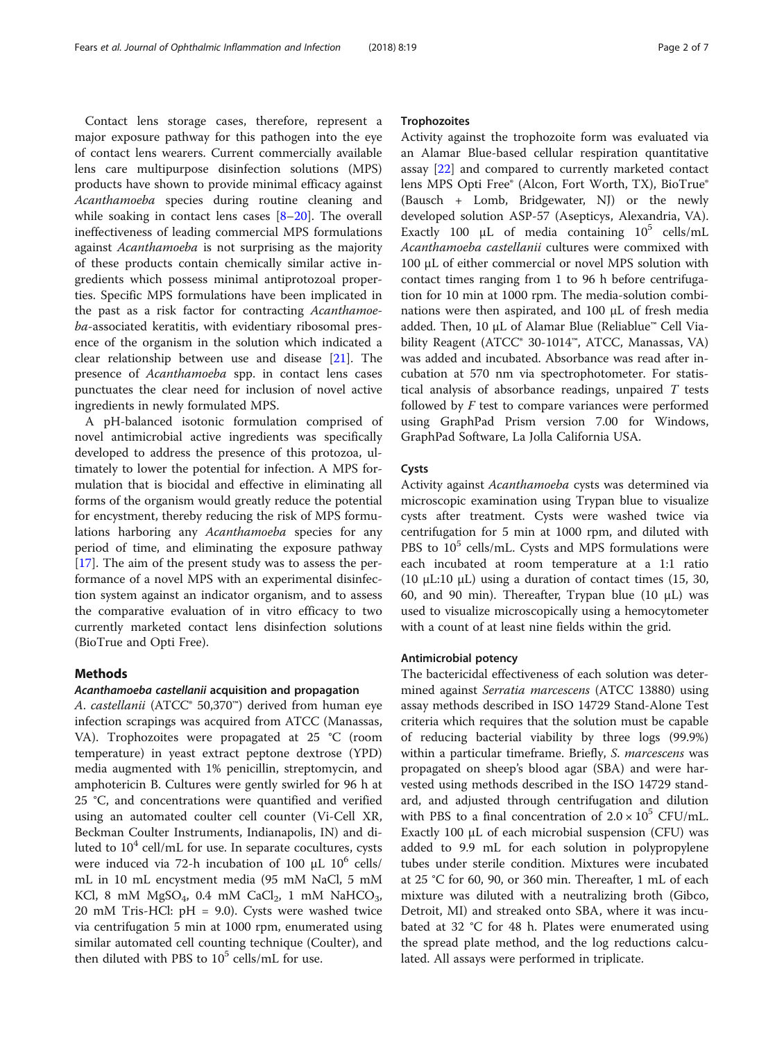Contact lens storage cases, therefore, represent a major exposure pathway for this pathogen into the eye of contact lens wearers. Current commercially available lens care multipurpose disinfection solutions (MPS) products have shown to provide minimal efficacy against *Acanthamoeba* species during routine cleaning and while soaking in contact lens cases [8–20]. The overall ineffectiveness of leading commercial MPS formulations against *Acanthamoeba* is not surprising as the majority of these products contain chemically similar active ingredients which possess minimal antiprotozoal properties. Specific MPS formulations have been implicated in the past as a risk factor for contracting *Acanthamoeba*-associated keratitis, with evidentiary ribosomal presence of the organism in the solution which indicated a clear relationship between use and disease [21]. The presence of *Acanthamoeba* spp. in contact lens cases punctuates the clear need for inclusion of novel active ingredients in newly formulated MPS.

A pH-balanced isotonic formulation comprised of novel antimicrobial active ingredients was specifically developed to address the presence of this protozoa, ultimately to lower the potential for infection. A MPS formulation that is biocidal and effective in eliminating all forms of the organism would greatly reduce the potential for encystment, thereby reducing the risk of MPS formulations harboring any *Acanthamoeba* species for any period of time, and eliminating the exposure pathway [17]. The aim of the present study was to assess the performance of a novel MPS with an experimental disinfection system against an indicator organism, and to assess the comparative evaluation of in vitro efficacy to two currently marketed contact lens disinfection solutions (BioTrue and Opti Free).

## Methods

### *Acanthamoeba castellanii* acquisition and propagation

*A. castellanii* (ATCC® 50,370™) derived from human eye infection scrapings was acquired from ATCC (Manassas, VA). Trophozoites were propagated at 25 °C (room temperature) in yeast extract peptone dextrose (YPD) media augmented with 1% penicillin, streptomycin, and amphotericin B. Cultures were gently swirled for 96 h at 25 °C, and concentrations were quantified and verified using an automated coulter cell counter (Vi-Cell XR, Beckman Coulter Instruments, Indianapolis, IN) and diluted to $10^4$ cell/mL for use. In separate cocultures, cysts were induced via 72-h incubation of 100 μL $10^6$ cells/mL in 10 mL encystment media (95 mM NaCl, 5 mM KCl, 8 mM $MgSO_4$, 0.4 mM $CaCl_2$, 1 mM $NaHCO_3$, 20 mM Tris-HCl: pH = 9.0). Cysts were washed twice via centrifugation 5 min at 1000 rpm, enumerated using similar automated cell counting technique (Coulter), and then diluted with PBS to $10^5$ cells/mL for use.

### Trophozoites

Activity against the trophozoite form was evaluated via an Alamar Blue-based cellular respiration quantitative assay [22] and compared to currently marketed contact lens MPS Opti Free® (Alcon, Fort Worth, TX), BioTrue® (Bausch + Lomb, Bridgewater, NJ) or the newly developed solution ASP-57 (Asepticys, Alexandria, VA). Exactly 100 μL of media containing $10^5$ cells/mL *Acanthamoeba castellanii* cultures were commixed with 100 μL of either commercial or novel MPS solution with contact times ranging from 1 to 96 h before centrifugation for 10 min at 1000 rpm. The media-solution combinations were then aspirated, and 100 μL of fresh media added. Then, 10 μL of Alamar Blue (Reliablue™ Cell Viability Reagent (ATCC® 30-1014™, ATCC, Manassas, VA) was added and incubated. Absorbance was read after incubation at 570 nm via spectrophotometer. For statistical analysis of absorbance readings, unpaired $T$ tests followed by $F$ test to compare variances were performed using GraphPad Prism version 7.00 for Windows, GraphPad Software, La Jolla California USA.

### Cysts

Activity against *Acanthamoeba* cysts was determined via microscopic examination using Trypan blue to visualize cysts after treatment. Cysts were washed twice via centrifugation for 5 min at 1000 rpm, and diluted with PBS to $10^5$ cells/mL. Cysts and MPS formulations were each incubated at room temperature at a 1:1 ratio (10 μL:10 μL) using a duration of contact times (15, 30, 60, and 90 min). Thereafter, Trypan blue (10 μL) was used to visualize microscopically using a hemocytometer with a count of at least nine fields within the grid.

### Antimicrobial potency

The bactericidal effectiveness of each solution was determined against *Serratia marcescens* (ATCC 13880) using assay methods described in ISO 14729 Stand-Alone Test criteria which requires that the solution must be capable of reducing bacterial viability by three logs (99.9%) within a particular timeframe. Briefly, *S. marcescens* was propagated on sheep's blood agar (SBA) and were harvested using methods described in the ISO 14729 standard, and adjusted through centrifugation and dilution with PBS to a final concentration of $2.0 \times 10^5$ CFU/mL. Exactly 100 μL of each microbial suspension (CFU) was added to 9.9 mL for each solution in polypropylene tubes under sterile condition. Mixtures were incubated at 25 °C for 60, 90, or 360 min. Thereafter, 1 mL of each mixture was diluted with a neutralizing broth (Gibco, Detroit, MI) and streaked onto SBA, where it was incubated at 32 °C for 48 h. Plates were enumerated using the spread plate method, and the log reductions calculated. All assays were performed in triplicate.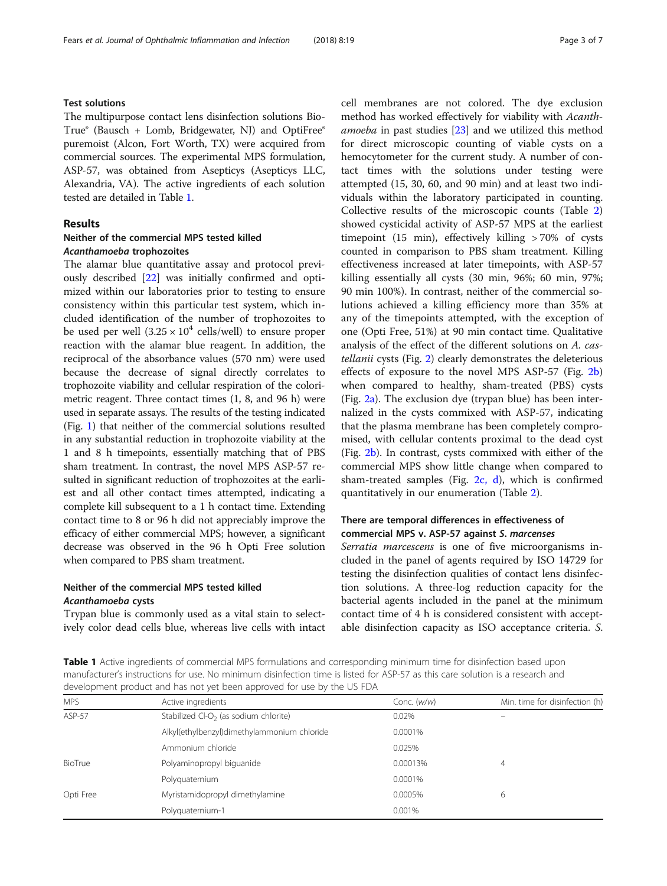### Test solutions

The multipurpose contact lens disinfection solutions BioTrue® (Bausch + Lomb, Bridgewater, NJ) and OptiFree® puremoist (Alcon, Fort Worth, TX) were acquired from commercial sources. The experimental MPS formulation, ASP-57, was obtained from Asepticys (Asepticys LLC, Alexandria, VA). The active ingredients of each solution tested are detailed in Table 1.

## Results

### Neither of the commercial MPS tested killed *Acanthamoeba* trophozoites

The alamar blue quantitative assay and protocol previously described [22] was initially confirmed and optimized within our laboratories prior to testing to ensure consistency within this particular test system, which included identification of the number of trophozoites to be used per well ($3.25 \times 10^4$ cells/well) to ensure proper reaction with the alamar blue reagent. In addition, the reciprocal of the absorbance values (570 nm) were used because the decrease of signal directly correlates to trophozoite viability and cellular respiration of the colorimetric reagent. Three contact times (1, 8, and 96 h) were used in separate assays. The results of the testing indicated (Fig. 1) that neither of the commercial solutions resulted in any substantial reduction in trophozoite viability at the 1 and 8 h timepoints, essentially matching that of PBS sham treatment. In contrast, the novel MPS ASP-57 resulted in significant reduction of trophozoites at the earliest and all other contact times attempted, indicating a complete kill subsequent to a 1 h contact time. Extending contact time to 8 or 96 h did not appreciably improve the efficacy of either commercial MPS; however, a significant decrease was observed in the 96 h Opti Free solution when compared to PBS sham treatment.

### Neither of the commercial MPS tested killed *Acanthamoeba* cysts

Trypan blue is commonly used as a vital stain to selectively color dead cells blue, whereas live cells with intact cell membranes are not colored. The dye exclusion method has worked effectively for viability with *Acanthamoeba* in past studies [23] and we utilized this method for direct microscopic counting of viable cysts on a hemocytometer for the current study. A number of contact times with the solutions under testing were attempted (15, 30, 60, and 90 min) and at least two individuals within the laboratory participated in counting. Collective results of the microscopic counts (Table 2) showed cysticidal activity of ASP-57 MPS at the earliest timepoint (15 min), effectively killing > 70% of cysts counted in comparison to PBS sham treatment. Killing effectiveness increased at later timepoints, with ASP-57 killing essentially all cysts (30 min, 96%; 60 min, 97%; 90 min 100%). In contrast, neither of the commercial solutions achieved a killing efficiency more than 35% at any of the timepoints attempted, with the exception of one (Opti Free, 51%) at 90 min contact time. Qualitative analysis of the effect of the different solutions on *A. castellanii* cysts (Fig. 2) clearly demonstrates the deleterious effects of exposure to the novel MPS ASP-57 (Fig. 2b) when compared to healthy, sham-treated (PBS) cysts (Fig. 2a). The exclusion dye (trypan blue) has been internalized in the cysts commixed with ASP-57, indicating that the plasma membrane has been completely compromised, with cellular contents proximal to the dead cyst (Fig. 2b). In contrast, cysts commixed with either of the commercial MPS show little change when compared to sham-treated samples (Fig. 2c, d), which is confirmed quantitatively in our enumeration (Table 2).

### There are temporal differences in effectiveness of commercial MPS v. ASP-57 against *S. marcenses*

*Serratia marcescens* is one of five microorganisms included in the panel of agents required by ISO 14729 for testing the disinfection qualities of contact lens disinfection solutions. A three-log reduction capacity for the bacterial agents included in the panel at the minimum contact time of 4 h is considered consistent with acceptable disinfection capacity as ISO acceptance criteria. *S.*

**Table 1** Active ingredients of commercial MPS formulations and corresponding minimum time for disinfection based upon manufacturer's instructions for use. No minimum disinfection time is listed for ASP-57 as this care solution is a research and development product and has not yet been approved for use by the US FDA

| MPS | Active ingredients | Conc. (*w/w*) | Min. time for disinfection (h) |
|---|---|---|---|
| ASP-57 | Stabilized $Cl\text{-}O_2$ (as sodium chlorite) | 0.02% | – |
| | Alkyl(ethylbenzyl)dimethylammonium chloride | 0.0001% | |
| | Ammonium chloride | 0.025% | |
| BioTrue | Polyaminopropyl biguanide | 0.00013% | 4 |
| | Polyquaternium | 0.0001% | |
| Opti Free | Myristamidopropyl dimethylamine | 0.0005% | 6 |
| | Polyquaternium-1 | 0.001% | |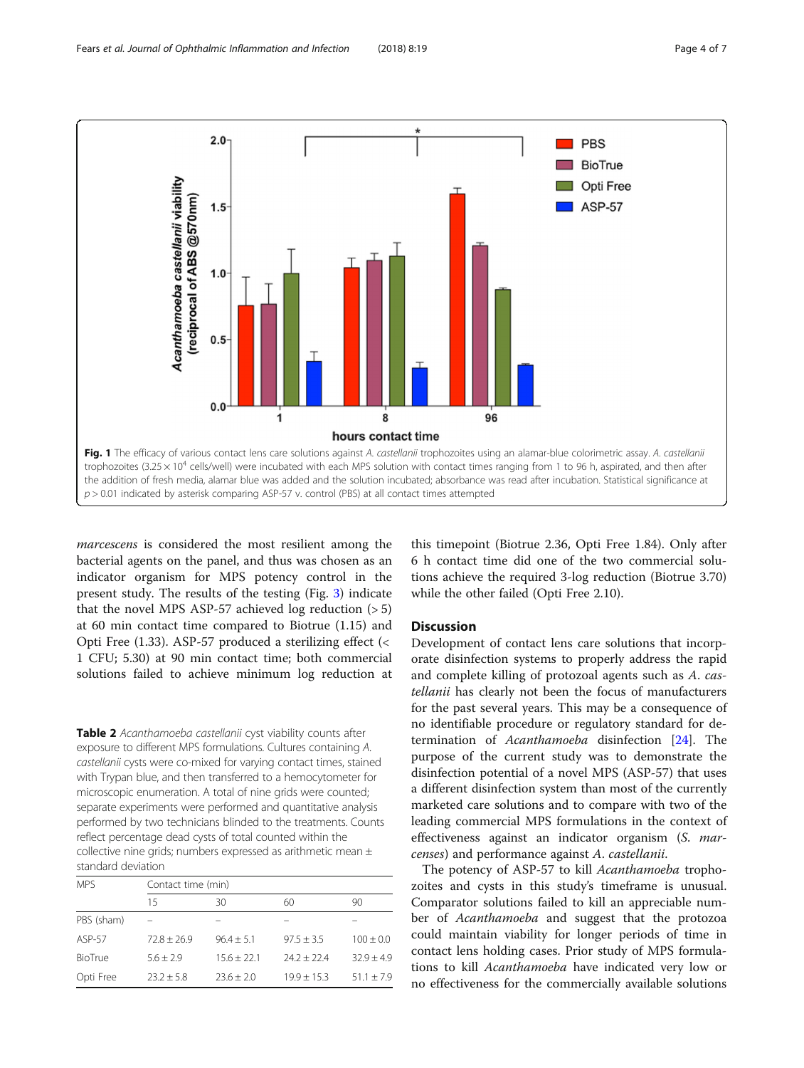Fig. 1 The efficacy of various contact lens care solutions against *A. castellanii* trophozoites using an alamar-blue colorimetric assay. *A. castellanii* trophozoites ($3.25 \times 10^4$ cells/well) were incubated with each MPS solution with contact times ranging from 1 to 96 h, aspirated, and then after the addition of fresh media, alamar blue was added and the solution incubated; absorbance was read after incubation. Statistical significance at $p > 0.01$ indicated by asterisk comparing ASP-57 v. control (PBS) at all contact times attempted

*marcescens* is considered the most resilient among the bacterial agents on the panel, and thus was chosen as an indicator organism for MPS potency control in the present study. The results of the testing (Fig. 3) indicate that the novel MPS ASP-57 achieved log reduction (> 5) at 60 min contact time compared to Biotrue (1.15) and Opti Free (1.33). ASP-57 produced a sterilizing effect (< 1 CFU; 5.30) at 90 min contact time; both commercial solutions failed to achieve minimum log reduction at this timepoint (Biotrue 2.36, Opti Free 1.84). Only after 6 h contact time did one of the two commercial solutions achieve the required 3-log reduction (Biotrue 3.70) while the other failed (Opti Free 2.10).

**Table 2** *Acanthamoeba castellanii* cyst viability counts after exposure to different MPS formulations. Cultures containing *A. castellanii* cysts were co-mixed for varying contact times, stained with Trypan blue, and then transferred to a hemocytometer for microscopic enumeration. A total of nine grids were counted; separate experiments were performed and quantitative analysis performed by two technicians blinded to the treatments. Counts reflect percentage dead cysts of total counted within the collective nine grids; numbers expressed as arithmetic mean ± standard deviation

| MPS | Contact time (min) | | | |
|---|---|---|---|---|
| | 15 | 30 | 60 | 90 |
| PBS (sham) | – | – | – | – |
| ASP-57 | 72.8 ± 26.9 | 96.4 ± 5.1 | 97.5 ± 3.5 | 100 ± 0.0 |
| BioTrue | 5.6 ± 2.9 | 15.6 ± 22.1 | 24.2 ± 22.4 | 32.9 ± 4.9 |
| Opti Free | 23.2 ± 5.8 | 23.6 ± 2.0 | 19.9 ± 15.3 | 51.1 ± 7.9 |

## Discussion

Development of contact lens care solutions that incorporate disinfection systems to properly address the rapid and complete killing of protozoal agents such as *A. castellanii* has clearly not been the focus of manufacturers for the past several years. This may be a consequence of no identifiable procedure or regulatory standard for determination of *Acanthamoeba* disinfection [24]. The purpose of the current study was to demonstrate the disinfection potential of a novel MPS (ASP-57) that uses a different disinfection system than most of the currently marketed care solutions and to compare with two of the leading commercial MPS formulations in the context of effectiveness against an indicator organism (*S. marcenses*) and performance against *A. castellanii*.

The potency of ASP-57 to kill *Acanthamoeba* trophozoites and cysts in this study's timeframe is unusual. Comparator solutions failed to kill an appreciable number of *Acanthamoeba* and suggest that the protozoa could maintain viability for longer periods of time in contact lens holding cases. Prior study of MPS formulations to kill *Acanthamoeba* have indicated very low or no effectiveness for the commercially available solutions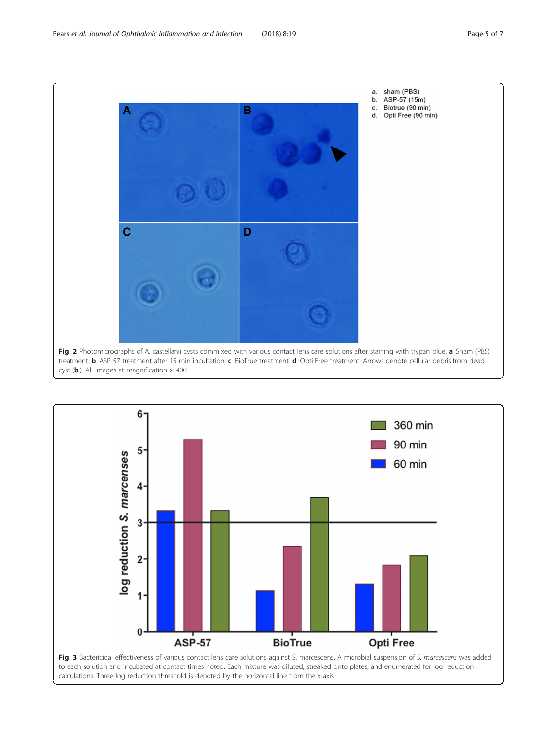**Fig. 2** Photomicrographs of A. castellanii cysts commixed with various contact lens care solutions after staining with trypan blue. **a**. Sham (PBS) treatment. **b**. ASP-57 treatment after 15-min incubation. **c**. BioTrue treatment. **d**. Opti Free treatment. Arrows denote cellular debris from dead cyst (**b**). All images at magnification × 400

**Fig. 3** Bactericidal effectiveness of various contact lens care solutions against S. marcescens. A microbial suspension of *S. marcescens* was added to each solution and incubated at contact times noted. Each mixture was diluted, streaked onto plates, and enumerated for log reduction calculations. Three-log reduction threshold is denoted by the horizontal line from the x-axis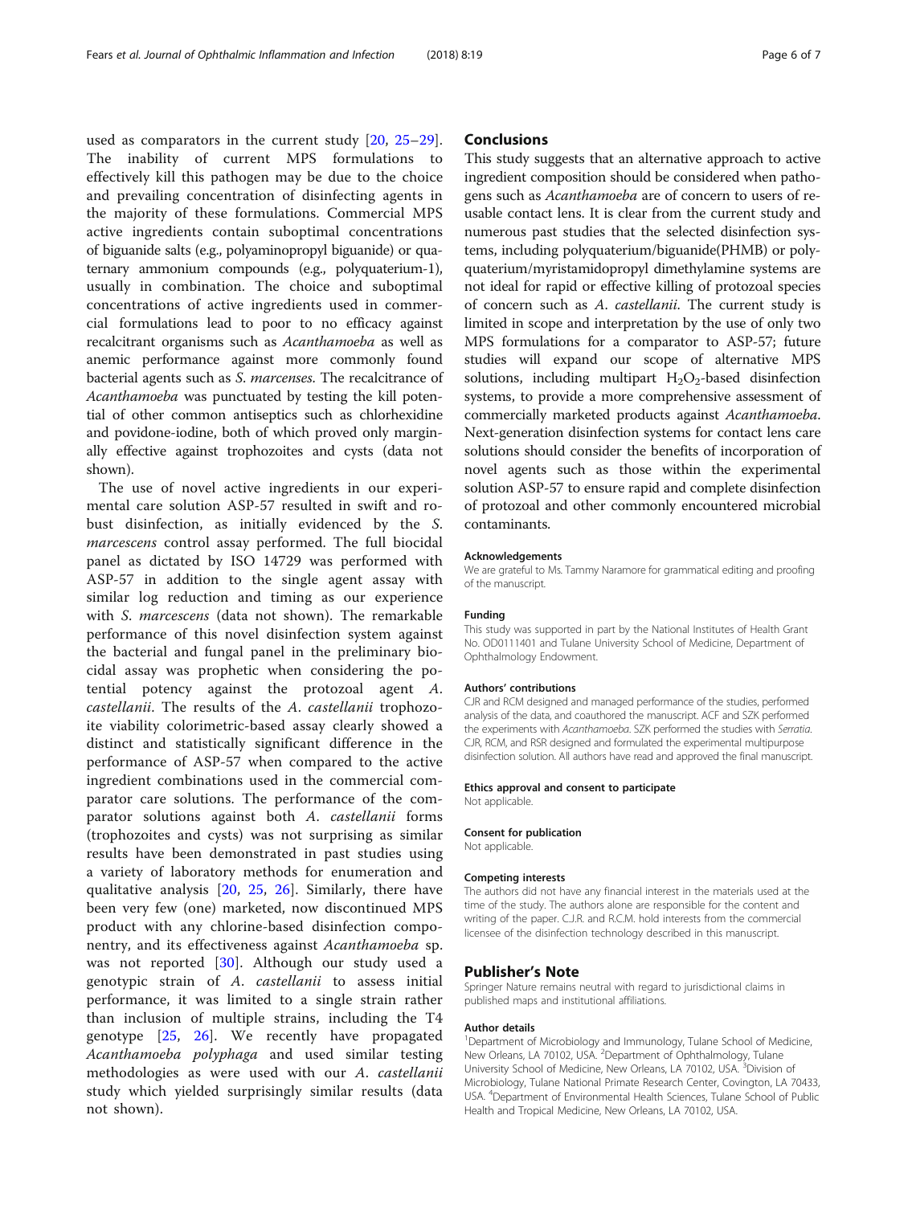used as comparators in the current study [20, 25–29]. The inability of current MPS formulations to effectively kill this pathogen may be due to the choice and prevailing concentration of disinfecting agents in the majority of these formulations. Commercial MPS active ingredients contain suboptimal concentrations of biguanide salts (e.g., polyaminopropyl biguanide) or quaternary ammonium compounds (e.g., polyquaterium-1), usually in combination. The choice and suboptimal concentrations of active ingredients used in commercial formulations lead to poor to no efficacy against recalcitrant organisms such as *Acanthamoeba* as well as anemic performance against more commonly found bacterial agents such as *S. marcenses*. The recalcitrance of *Acanthamoeba* was punctuated by testing the kill potential of other common antiseptics such as chlorhexidine and povidone-iodine, both of which proved only marginally effective against trophozoites and cysts (data not shown).

The use of novel active ingredients in our experimental care solution ASP-57 resulted in swift and robust disinfection, as initially evidenced by the *S. marcescens* control assay performed. The full biocidal panel as dictated by ISO 14729 was performed with ASP-57 in addition to the single agent assay with similar log reduction and timing as our experience with *S. marcescens* (data not shown). The remarkable performance of this novel disinfection system against the bacterial and fungal panel in the preliminary biocidal assay was prophetic when considering the potential potency against the protozoal agent *A. castellanii*. The results of the *A. castellanii* trophozoite viability colorimetric-based assay clearly showed a distinct and statistically significant difference in the performance of ASP-57 when compared to the active ingredient combinations used in the commercial comparator care solutions. The performance of the comparator solutions against both *A. castellanii* forms (trophozoites and cysts) was not surprising as similar results have been demonstrated in past studies using a variety of laboratory methods for enumeration and qualitative analysis [20, 25, 26]. Similarly, there have been very few (one) marketed, now discontinued MPS product with any chlorine-based disinfection componentry, and its effectiveness against *Acanthamoeba* sp. was not reported [30]. Although our study used a genotypic strain of *A. castellanii* to assess initial performance, it was limited to a single strain rather than inclusion of multiple strains, including the T4 genotype [25, 26]. We recently have propagated *Acanthamoeba polyphaga* and used similar testing methodologies as were used with our *A. castellanii* study which yielded surprisingly similar results (data not shown).

## Conclusions

This study suggests that an alternative approach to active ingredient composition should be considered when pathogens such as *Acanthamoeba* are of concern to users of reusable contact lens. It is clear from the current study and numerous past studies that the selected disinfection systems, including polyquaterium/biguanide(PHMB) or polyquaterium/myristamidopropyl dimethylamine systems are not ideal for rapid or effective killing of protozoal species of concern such as *A. castellanii*. The current study is limited in scope and interpretation by the use of only two MPS formulations for a comparator to ASP-57; future studies will expand our scope of alternative MPS solutions, including multipart $H_2O_2$-based disinfection systems, to provide a more comprehensive assessment of commercially marketed products against *Acanthamoeba*. Next-generation disinfection systems for contact lens care solutions should consider the benefits of incorporation of novel agents such as those within the experimental solution ASP-57 to ensure rapid and complete disinfection of protozoal and other commonly encountered microbial contaminants.

### Acknowledgements

We are grateful to Ms. Tammy Naramore for grammatical editing and proofing of the manuscript.

### Funding

This study was supported in part by the National Institutes of Health Grant No. OD0111401 and Tulane University School of Medicine, Department of Ophthalmology Endowment.

### Authors' contributions

CJR and RCM designed and managed performance of the studies, performed analysis of the data, and coauthored the manuscript. ACF and SZK performed the experiments with *Acanthamoeba*. SZK performed the studies with *Serratia*. CJR, RCM, and RSR designed and formulated the experimental multipurpose disinfection solution. All authors have read and approved the final manuscript.

### Ethics approval and consent to participate

Not applicable.

### Consent for publication

Not applicable.

### Competing interests

The authors did not have any financial interest in the materials used at the time of the study. The authors alone are responsible for the content and writing of the paper. C.J.R. and R.C.M. hold interests from the commercial licensee of the disinfection technology described in this manuscript.

## Publisher's Note

Springer Nature remains neutral with regard to jurisdictional claims in published maps and institutional affiliations.

### Author details

[1]Department of Microbiology and Immunology, Tulane School of Medicine, New Orleans, LA 70102, USA. [2]Department of Ophthalmology, Tulane University School of Medicine, New Orleans, LA 70102, USA. [3]Division of Microbiology, Tulane National Primate Research Center, Covington, LA 70433, USA. [4]Department of Environmental Health Sciences, Tulane School of Public Health and Tropical Medicine, New Orleans, LA 70102, USA.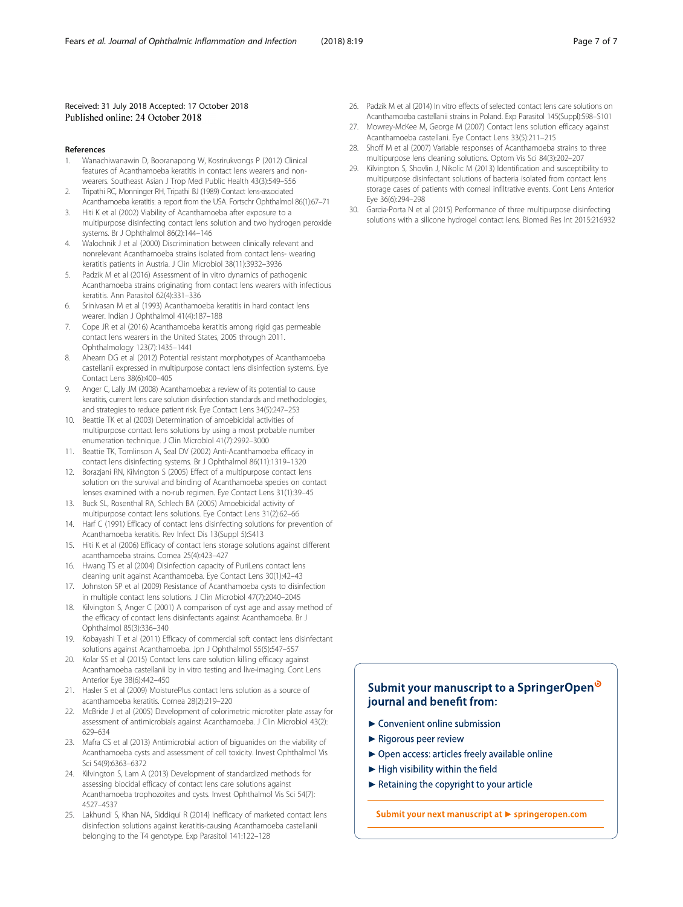Received: 31 July 2018 Accepted: 17 October 2018
Published online: 24 October 2018

## References

1. Wanachiwanawin D, Booranapong W, Kosrirukvongs P (2012) Clinical features of Acanthamoeba keratitis in contact lens wearers and non-wearers. Southeast Asian J Trop Med Public Health 43(3):549–556
2. Tripathi RC, Monninger RH, Tripathi BJ (1989) Contact lens-associated Acanthamoeba keratitis: a report from the USA. Fortschr Ophthalmol 86(1):67–71
3. Hiti K et al (2002) Viability of Acanthamoeba after exposure to a multipurpose disinfecting contact lens solution and two hydrogen peroxide systems. Br J Ophthalmol 86(2):144–146
4. Walochnik J et al (2000) Discrimination between clinically relevant and nonrelevant Acanthamoeba strains isolated from contact lens- wearing keratitis patients in Austria. J Clin Microbiol 38(11):3932–3936
5. Padzik M et al (2016) Assessment of in vitro dynamics of pathogenic Acanthamoeba strains originating from contact lens wearers with infectious keratitis. Ann Parasitol 62(4):331–336
6. Srinivasan M et al (1993) Acanthamoeba keratitis in hard contact lens wearer. Indian J Ophthalmol 41(4):187–188
7. Cope JR et al (2016) Acanthamoeba keratitis among rigid gas permeable contact lens wearers in the United States, 2005 through 2011. Ophthalmology 123(7):1435–1441
8. Ahearn DG et al (2012) Potential resistant morphotypes of Acanthamoeba castellanii expressed in multipurpose contact lens disinfection systems. Eye Contact Lens 38(6):400–405
9. Anger C, Lally JM (2008) Acanthamoeba: a review of its potential to cause keratitis, current lens care solution disinfection standards and methodologies, and strategies to reduce patient risk. Eye Contact Lens 34(5):247–253
10. Beattie TK et al (2003) Determination of amoebicidal activities of multipurpose contact lens solutions by using a most probable number enumeration technique. J Clin Microbiol 41(7):2992–3000
11. Beattie TK, Tomlinson A, Seal DV (2002) Anti-Acanthamoeba efficacy in contact lens disinfecting systems. Br J Ophthalmol 86(11):1319–1320
12. Borazjani RN, Kilvington S (2005) Effect of a multipurpose contact lens solution on the survival and binding of Acanthamoeba species on contact lenses examined with a no-rub regimen. Eye Contact Lens 31(1):39–45
13. Buck SL, Rosenthal RA, Schlech BA (2005) Amoebicidal activity of multipurpose contact lens solutions. Eye Contact Lens 31(2):62–66
14. Harf C (1991) Efficacy of contact lens disinfecting solutions for prevention of Acanthamoeba keratitis. Rev Infect Dis 13(Suppl 5):S413
15. Hiti K et al (2006) Efficacy of contact lens storage solutions against different acanthamoeba strains. Cornea 25(4):423–427
16. Hwang TS et al (2004) Disinfection capacity of PuriLens contact lens cleaning unit against Acanthamoeba. Eye Contact Lens 30(1):42–43
17. Johnston SP et al (2009) Resistance of Acanthamoeba cysts to disinfection in multiple contact lens solutions. J Clin Microbiol 47(7):2040–2045
18. Kilvington S, Anger C (2001) A comparison of cyst age and assay method of the efficacy of contact lens disinfectants against Acanthamoeba. Br J Ophthalmol 85(3):336–340
19. Kobayashi T et al (2011) Efficacy of commercial soft contact lens disinfectant solutions against Acanthamoeba. Jpn J Ophthalmol 55(5):547–557
20. Kolar SS et al (2015) Contact lens care solution killing efficacy against Acanthamoeba castellanii by in vitro testing and live-imaging. Cont Lens Anterior Eye 38(6):442–450
21. Hasler S et al (2009) MoisturePlus contact lens solution as a source of acanthamoeba keratitis. Cornea 28(2):219–220
22. McBride J et al (2005) Development of colorimetric microtiter plate assay for assessment of antimicrobials against Acanthamoeba. J Clin Microbiol 43(2): 629–634
23. Mafra CS et al (2013) Antimicrobial action of biguanides on the viability of Acanthamoeba cysts and assessment of cell toxicity. Invest Ophthalmol Vis Sci 54(9):6363–6372
24. Kilvington S, Lam A (2013) Development of standardized methods for assessing biocidal efficacy of contact lens care solutions against Acanthamoeba trophozoites and cysts. Invest Ophthalmol Vis Sci 54(7): 4527–4537
25. Lakhundi S, Khan NA, Siddiqui R (2014) Inefficacy of marketed contact lens disinfection solutions against keratitis-causing Acanthamoeba castellanii belonging to the T4 genotype. Exp Parasitol 141:122–128
26. Padzik M et al (2014) In vitro effects of selected contact lens care solutions on Acanthamoeba castellanii strains in Poland. Exp Parasitol 145(Suppl):S98–S101
27. Mowrey-McKee M, George M (2007) Contact lens solution efficacy against Acanthamoeba castellani. Eye Contact Lens 33(5):211–215
28. Shoff M et al (2007) Variable responses of Acanthamoeba strains to three multipurpose lens cleaning solutions. Optom Vis Sci 84(3):202–207
29. Kilvington S, Shovlin J, Nikolic M (2013) Identification and susceptibility to multipurpose disinfectant solutions of bacteria isolated from contact lens storage cases of patients with corneal infiltrative events. Cont Lens Anterior Eye 36(6):294–298
30. Garcia-Porta N et al (2015) Performance of three multipurpose disinfecting solutions with a silicone hydrogel contact lens. Biomed Res Int 2015:216932

**Submit your manuscript to a SpringerOpen journal and benefit from:**

- ► Convenient online submission
- ► Rigorous peer review
- ► Open access: articles freely available online
- ► High visibility within the field
- ► Retaining the copyright to your article

**Submit your next manuscript at ► springeropen.com**